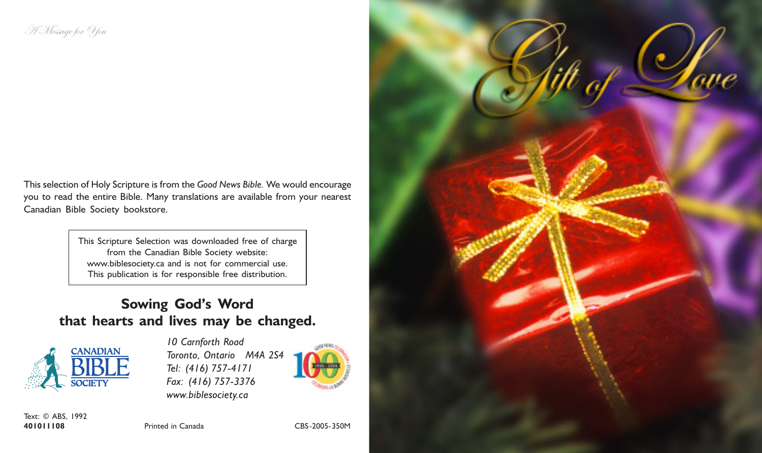*A Message for You*

This selection of Holy Scripture is from the *Good News Bible.* We would encourage you to read the entire Bible. Many translations are available from your nearest Canadian Bible Society bookstore.

> This Scripture Selection was downloaded free of charge from the Canadian Bible Society website: www.biblesociety.ca and is not for commercial use. This publication is for responsible free distribution.

**Sowing God's Word that hearts and lives may be changed.**

CANADIAN BIBLE SOCIETY

*10 Carnforth Road*
*Toronto, Ontario M4A 2S4*
*Tel: (416) 757-4171*
*Fax: (416) 757-3376*
*www.biblesociety.ca*

Text: © ABS, 1992
**401011108**

Printed in Canada

CBS-2005-350M

# Gift of Love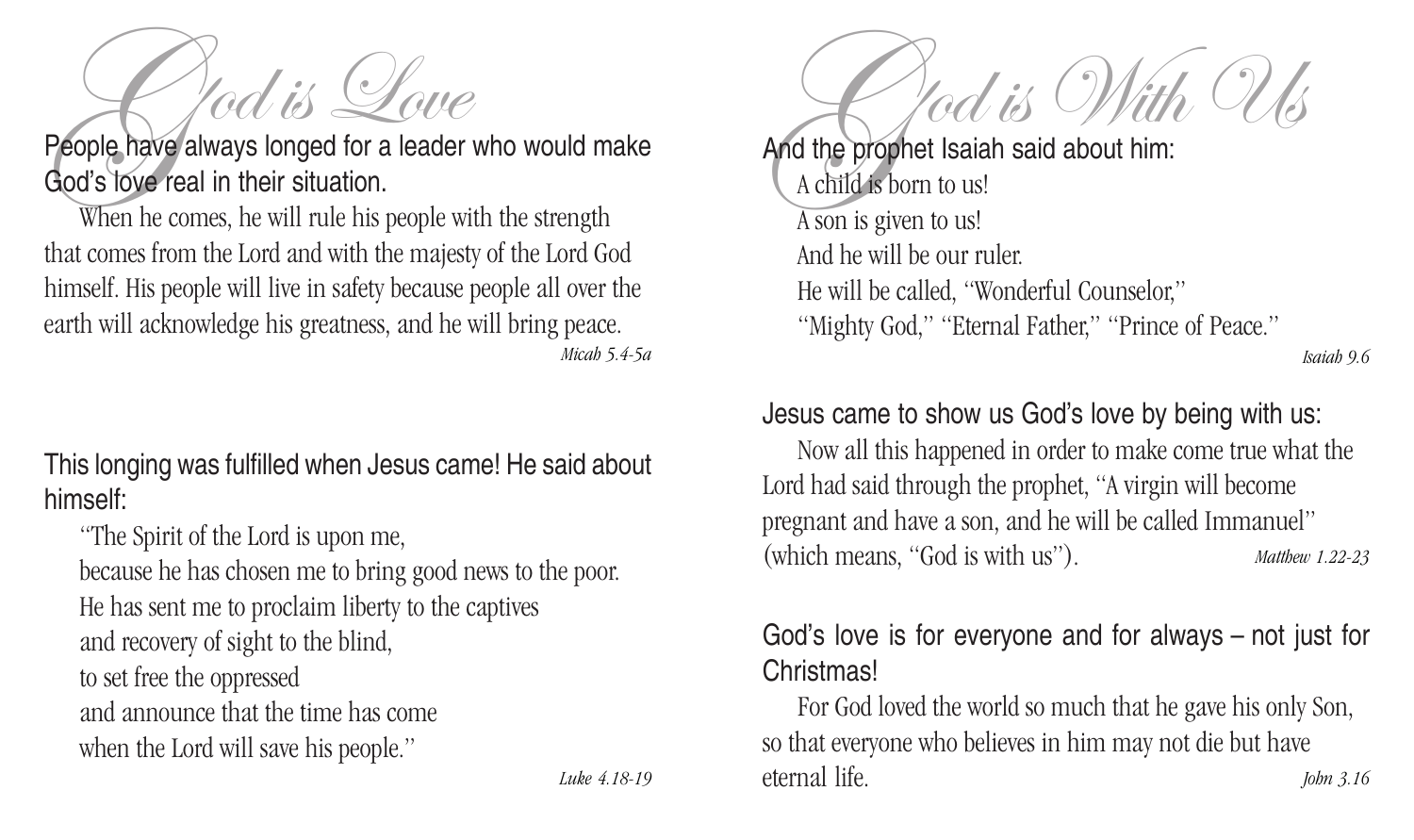# God is Love

People have always longed for a leader who would make God's love real in their situation.

When he comes, he will rule his people with the strength that comes from the Lord and with the majesty of the Lord God himself. His people will live in safety because people all over the earth will acknowledge his greatness, and he will bring peace.

*Micah 5.4-5a*

This longing was fulfilled when Jesus came! He said about himself:

"The Spirit of the Lord is upon me,
because he has chosen me to bring good news to the poor.
He has sent me to proclaim liberty to the captives
and recovery of sight to the blind,
to set free the oppressed
and announce that the time has come
when the Lord will save his people."

*Luke 4.18-19*

# God is With Us

And the prophet Isaiah said about him:

A child is born to us!
A son is given to us!
And he will be our ruler.
He will be called, "Wonderful Counselor,"
"Mighty God," "Eternal Father," "Prince of Peace."

*Isaiah 9.6*

Jesus came to show us God's love by being with us:

Now all this happened in order to make come true what the Lord had said through the prophet, "A virgin will become pregnant and have a son, and he will be called Immanuel" (which means, "God is with us").

*Matthew 1.22-23*

God's love is for everyone and for always – not just for Christmas!

For God loved the world so much that he gave his only Son, so that everyone who believes in him may not die but have eternal life.

*John 3.16*